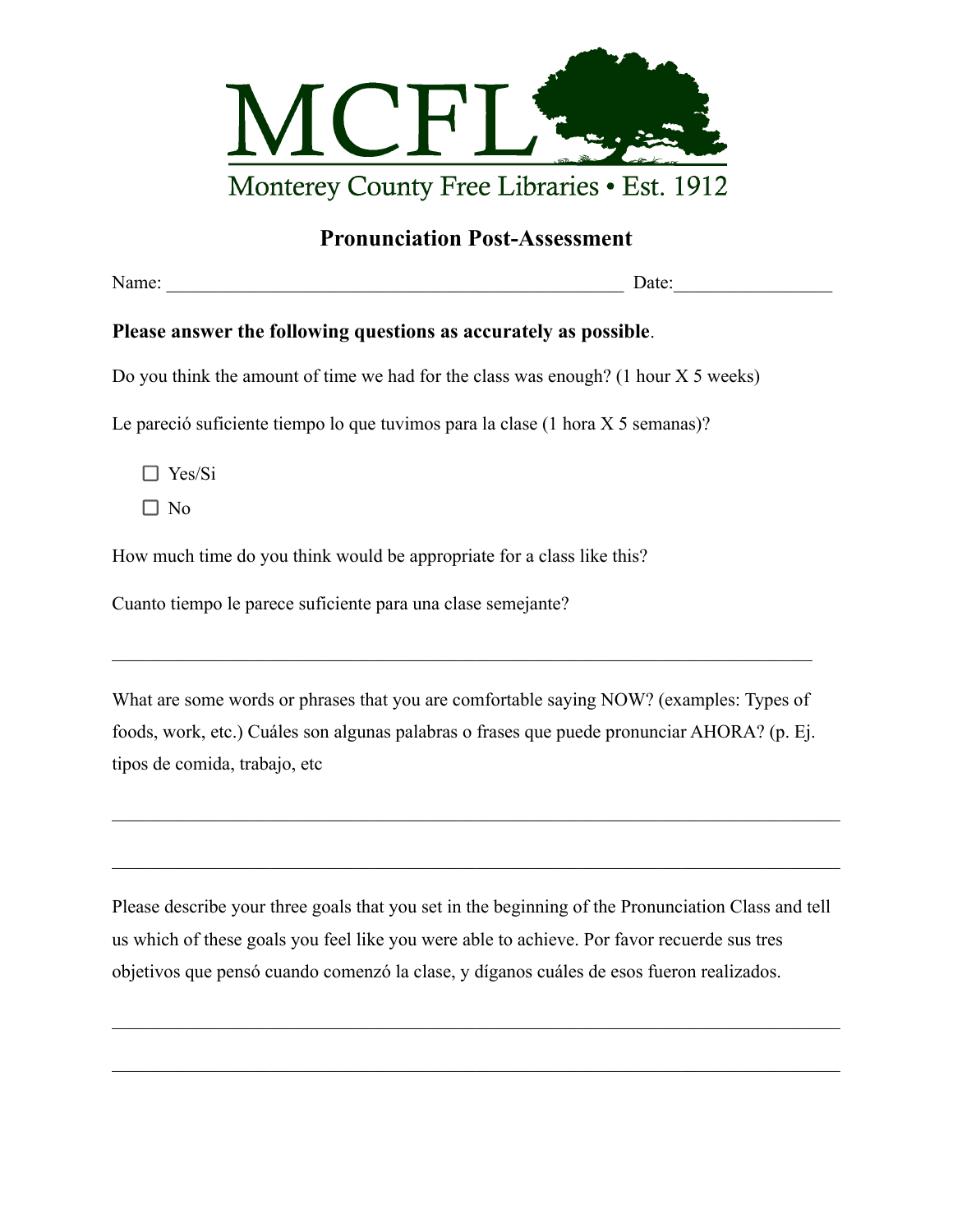MCFL

Monterey County Free Libraries • Est. 1912

## Pronunciation Post-Assessment

Name: ___________________________________________________ Date:_________________

**Please answer the following questions as accurately as possible**.

Do you think the amount of time we had for the class was enough? (1 hour X 5 weeks)

Le pareció suficiente tiempo lo que tuvimos para la clase (1 hora X 5 semanas)?

- ☐ Yes/Si
- ☐ No

How much time do you think would be appropriate for a class like this?

Cuanto tiempo le parece suficiente para una clase semejante?

_______________________________________________________________________________

What are some words or phrases that you are comfortable saying NOW? (examples: Types of foods, work, etc.) Cuáles son algunas palabras o frases que puede pronunciar AHORA? (p. Ej. tipos de comida, trabajo, etc

_______________________________________________________________________________

_______________________________________________________________________________

Please describe your three goals that you set in the beginning of the Pronunciation Class and tell us which of these goals you feel like you were able to achieve. Por favor recuerde sus tres objetivos que pensó cuando comenzó la clase, y díganos cuáles de esos fueron realizados.

_______________________________________________________________________________

_______________________________________________________________________________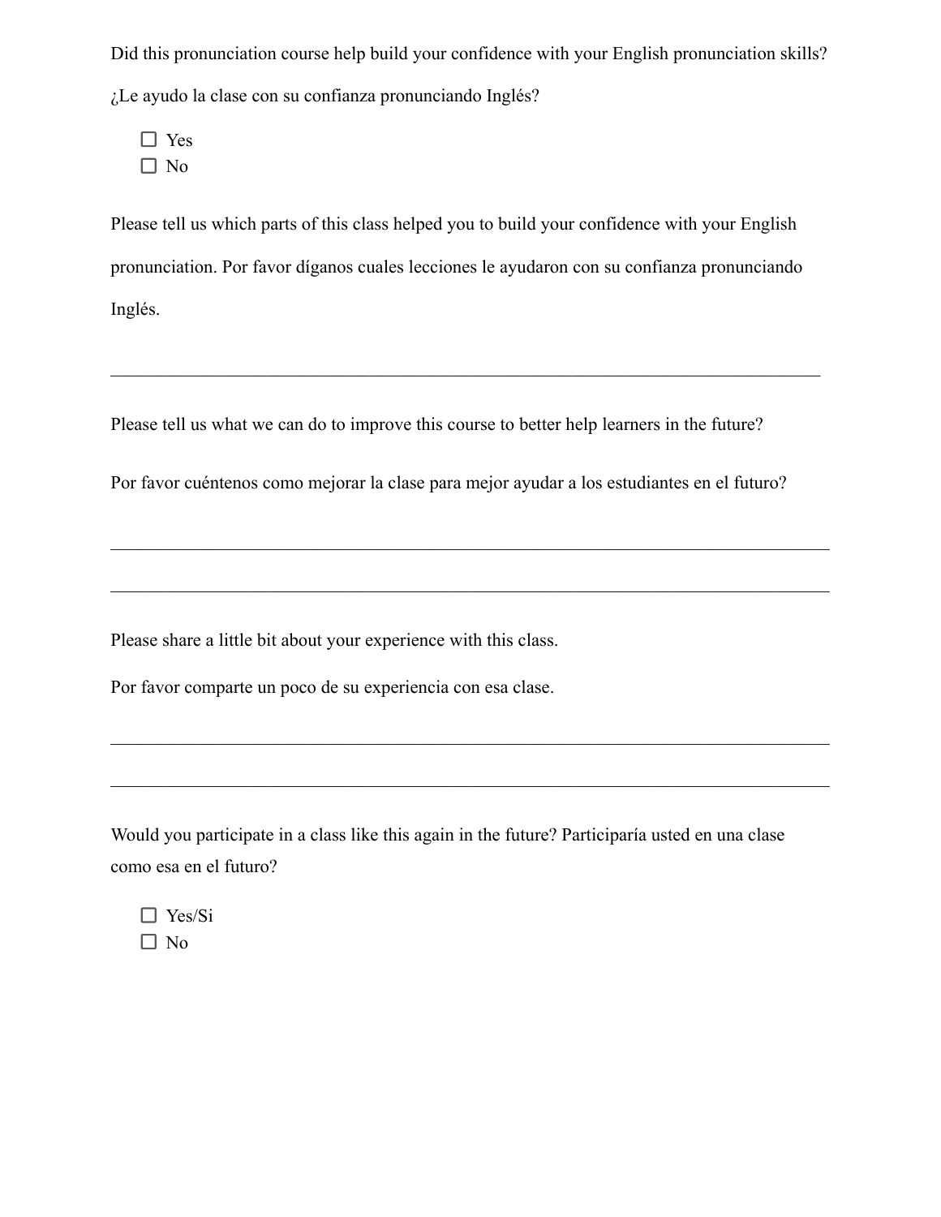Did this pronunciation course help build your confidence with your English pronunciation skills?

¿Le ayudo la clase con su confianza pronunciando Inglés?

- ☐ Yes
- ☐ No

Please tell us which parts of this class helped you to build your confidence with your English pronunciation. Por favor díganos cuales lecciones le ayudaron con su confianza pronunciando Inglés.

________________________________________________________________________________

Please tell us what we can do to improve this course to better help learners in the future?

Por favor cuéntenos como mejorar la clase para mejor ayudar a los estudiantes en el futuro?

________________________________________________________________________________

________________________________________________________________________________

Please share a little bit about your experience with this class.

Por favor comparte un poco de su experiencia con esa clase.

________________________________________________________________________________

________________________________________________________________________________

Would you participate in a class like this again in the future? Participaría usted en una clase como esa en el futuro?

- ☐ Yes/Si
- ☐ No